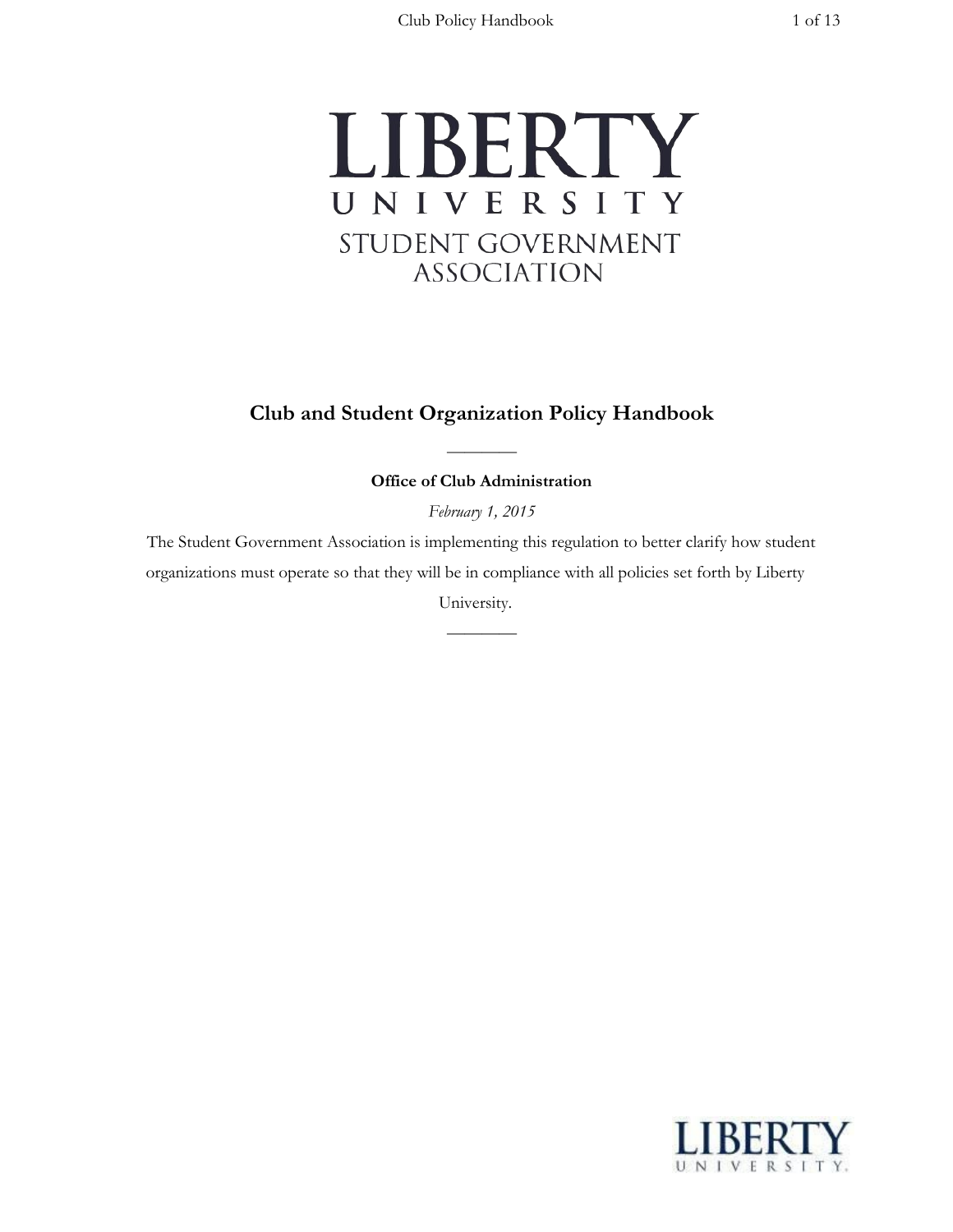LIBERTY

UNIVERSITY

STUDENT GOVERNMENT ASSOCIATION

# Club and Student Organization Policy Handbook

---

**Office of Club Administration**

*February 1, 2015*

The Student Government Association is implementing this regulation to better clarify how student organizations must operate so that they will be in compliance with all policies set forth by Liberty University.

---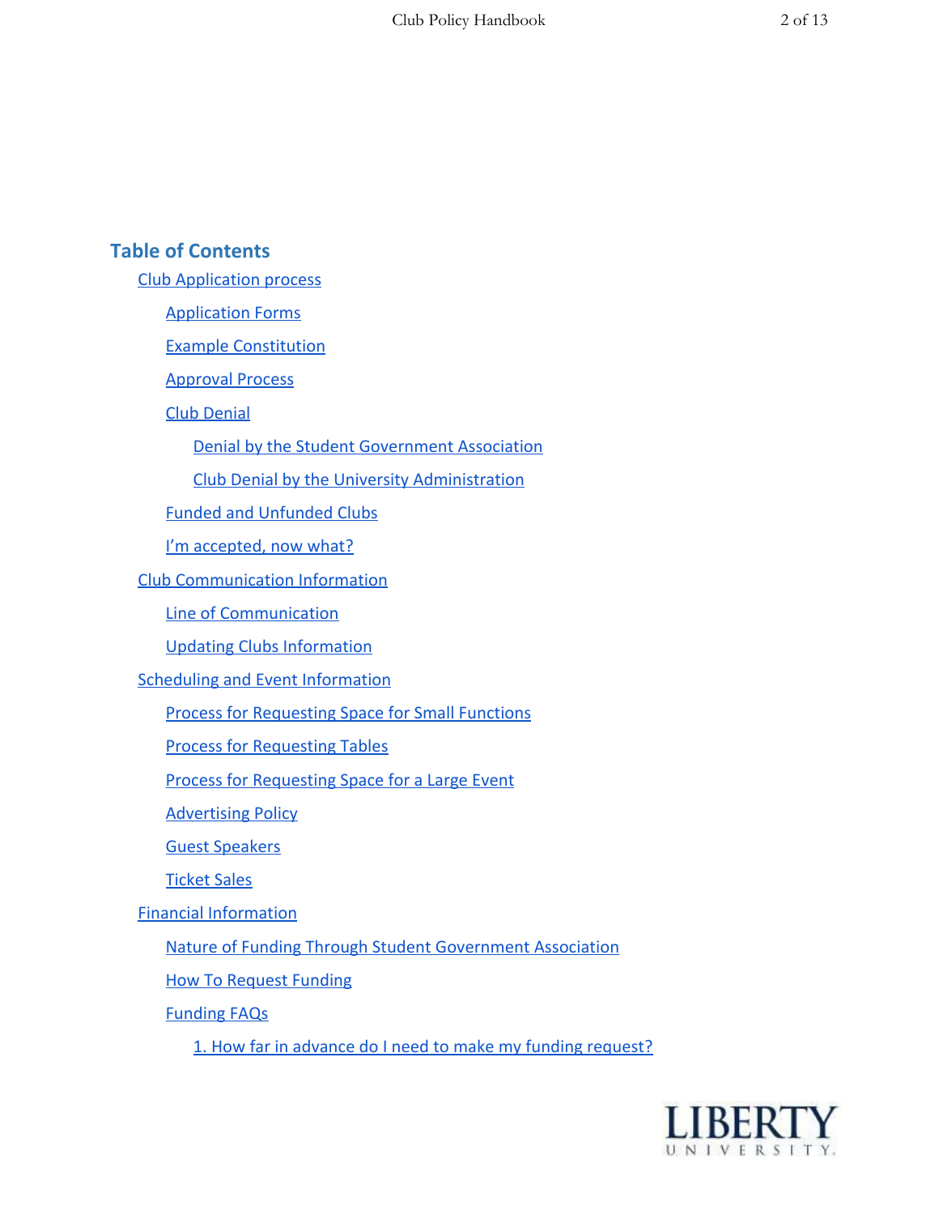## Table of Contents

- Club Application process
  - Application Forms
  - Example Constitution
  - Approval Process
  - Club Denial
    - Denial by the Student Government Association
    - Club Denial by the University Administration
  - Funded and Unfunded Clubs
  - I'm accepted, now what?
- Club Communication Information
  - Line of Communication
  - Updating Clubs Information
- Scheduling and Event Information
  - Process for Requesting Space for Small Functions
  - Process for Requesting Tables
  - Process for Requesting Space for a Large Event
  - Advertising Policy
  - Guest Speakers
  - Ticket Sales
- Financial Information
  - Nature of Funding Through Student Government Association
  - How To Request Funding
  - Funding FAQs
    - 1. How far in advance do I need to make my funding request?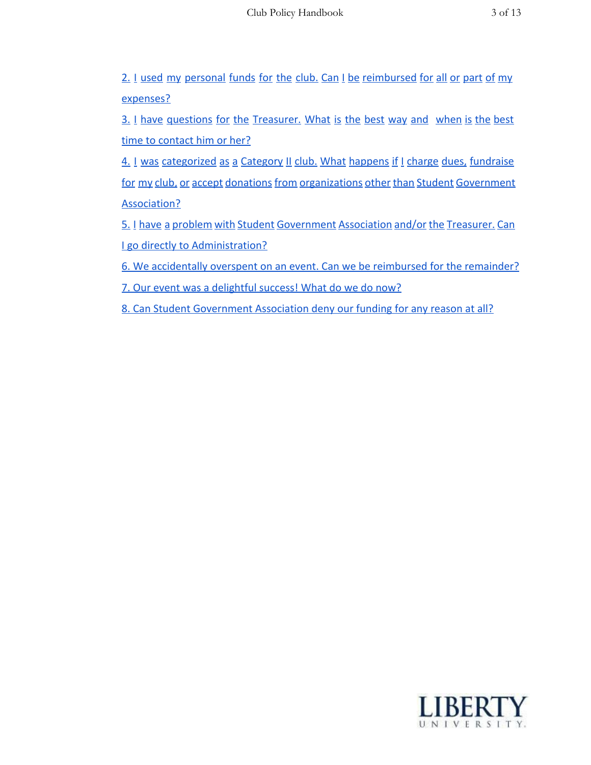2. I used my personal funds for the club. Can I be reimbursed for all or part of my expenses?

3. I have questions for the Treasurer. What is the best way and when is the best time to contact him or her?

4. I was categorized as a Category II club. What happens if I charge dues, fundraise for my club, or accept donations from organizations other than Student Government Association?

5. I have a problem with Student Government Association and/or the Treasurer. Can I go directly to Administration?

6. We accidentally overspent on an event. Can we be reimbursed for the remainder?

7. Our event was a delightful success! What do we do now?

8. Can Student Government Association deny our funding for any reason at all?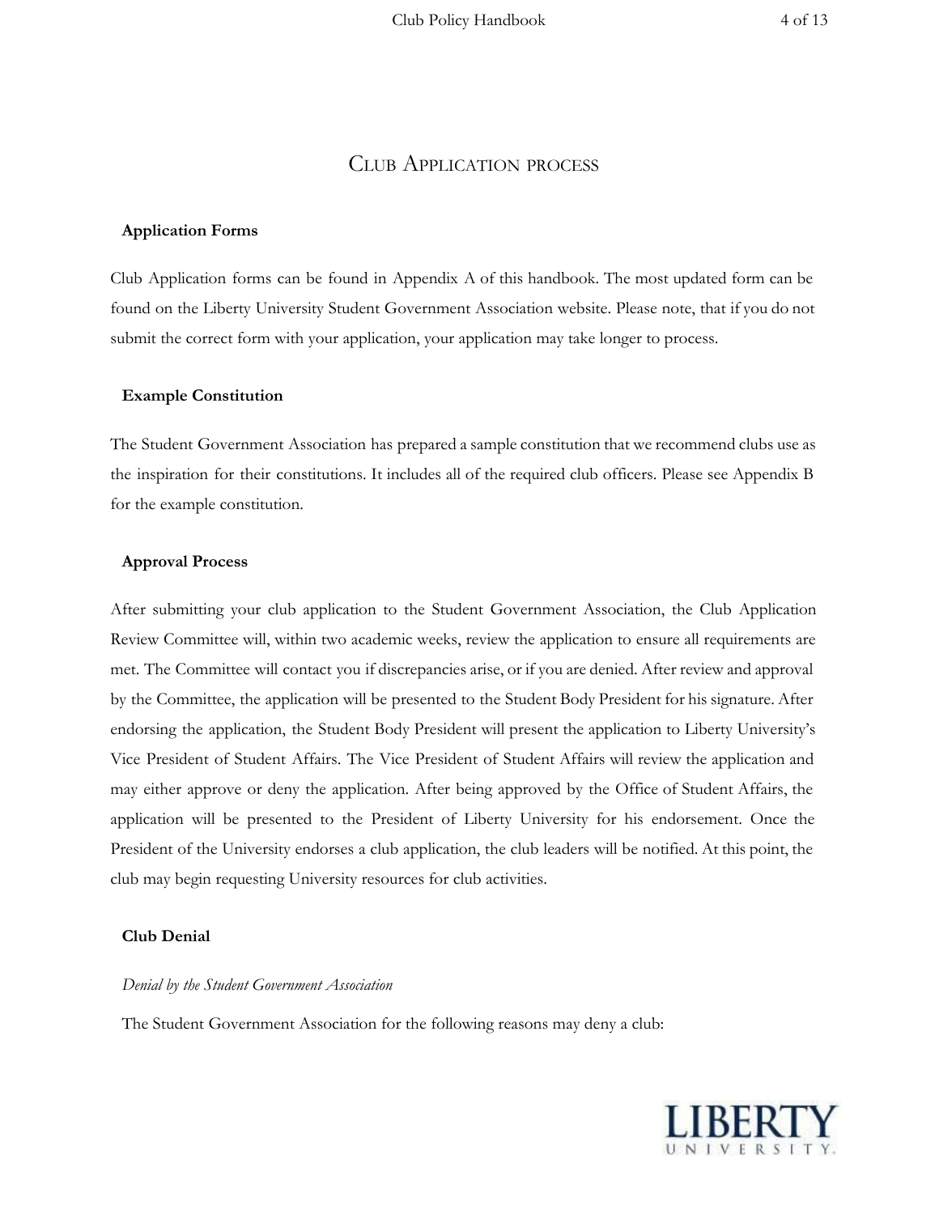# Club Application process

## Application Forms

Club Application forms can be found in Appendix A of this handbook. The most updated form can be found on the Liberty University Student Government Association website. Please note, that if you do not submit the correct form with your application, your application may take longer to process.

## Example Constitution

The Student Government Association has prepared a sample constitution that we recommend clubs use as the inspiration for their constitutions. It includes all of the required club officers. Please see Appendix B for the example constitution.

## Approval Process

After submitting your club application to the Student Government Association, the Club Application Review Committee will, within two academic weeks, review the application to ensure all requirements are met. The Committee will contact you if discrepancies arise, or if you are denied. After review and approval by the Committee, the application will be presented to the Student Body President for his signature. After endorsing the application, the Student Body President will present the application to Liberty University's Vice President of Student Affairs. The Vice President of Student Affairs will review the application and may either approve or deny the application. After being approved by the Office of Student Affairs, the application will be presented to the President of Liberty University for his endorsement. Once the President of the University endorses a club application, the club leaders will be notified. At this point, the club may begin requesting University resources for club activities.

## Club Denial

### *Denial by the Student Government Association*

The Student Government Association for the following reasons may deny a club: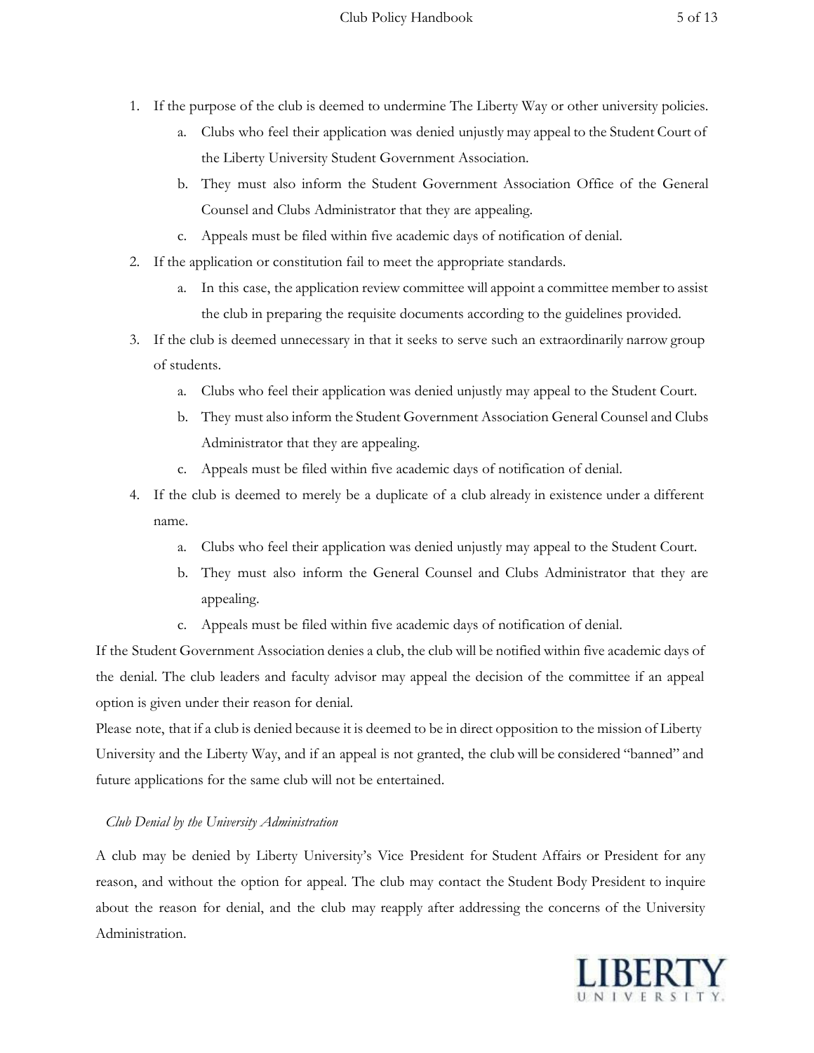1. If the purpose of the club is deemed to undermine The Liberty Way or other university policies.
    a. Clubs who feel their application was denied unjustly may appeal to the Student Court of the Liberty University Student Government Association.
    b. They must also inform the Student Government Association Office of the General Counsel and Clubs Administrator that they are appealing.
    c. Appeals must be filed within five academic days of notification of denial.
2. If the application or constitution fail to meet the appropriate standards.
    a. In this case, the application review committee will appoint a committee member to assist the club in preparing the requisite documents according to the guidelines provided.
3. If the club is deemed unnecessary in that it seeks to serve such an extraordinarily narrow group of students.
    a. Clubs who feel their application was denied unjustly may appeal to the Student Court.
    b. They must also inform the Student Government Association General Counsel and Clubs Administrator that they are appealing.
    c. Appeals must be filed within five academic days of notification of denial.
4. If the club is deemed to merely be a duplicate of a club already in existence under a different name.
    a. Clubs who feel their application was denied unjustly may appeal to the Student Court.
    b. They must also inform the General Counsel and Clubs Administrator that they are appealing.
    c. Appeals must be filed within five academic days of notification of denial.

If the Student Government Association denies a club, the club will be notified within five academic days of the denial. The club leaders and faculty advisor may appeal the decision of the committee if an appeal option is given under their reason for denial.

Please note, that if a club is denied because it is deemed to be in direct opposition to the mission of Liberty University and the Liberty Way, and if an appeal is not granted, the club will be considered "banned" and future applications for the same club will not be entertained.

*Club Denial by the University Administration*

A club may be denied by Liberty University's Vice President for Student Affairs or President for any reason, and without the option for appeal. The club may contact the Student Body President to inquire about the reason for denial, and the club may reapply after addressing the concerns of the University Administration.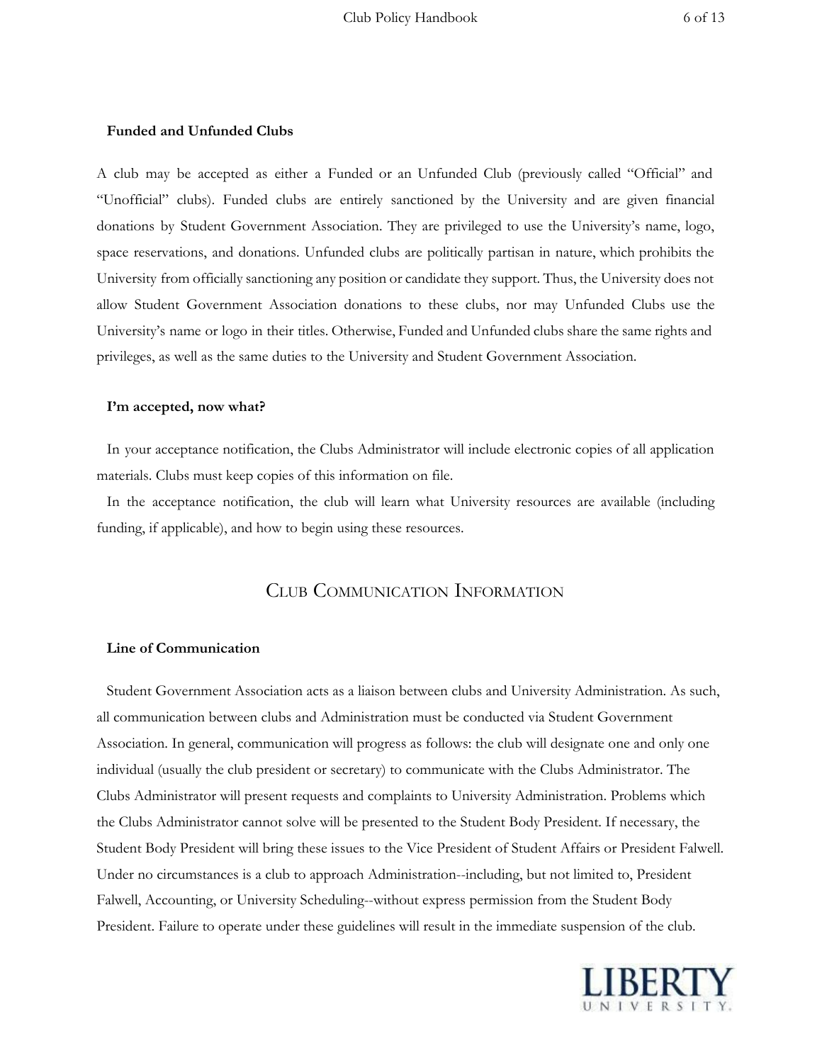### Funded and Unfunded Clubs

A club may be accepted as either a Funded or an Unfunded Club (previously called "Official" and "Unofficial" clubs). Funded clubs are entirely sanctioned by the University and are given financial donations by Student Government Association. They are privileged to use the University's name, logo, space reservations, and donations. Unfunded clubs are politically partisan in nature, which prohibits the University from officially sanctioning any position or candidate they support. Thus, the University does not allow Student Government Association donations to these clubs, nor may Unfunded Clubs use the University's name or logo in their titles. Otherwise, Funded and Unfunded clubs share the same rights and privileges, as well as the same duties to the University and Student Government Association.

### I'm accepted, now what?

In your acceptance notification, the Clubs Administrator will include electronic copies of all application materials. Clubs must keep copies of this information on file.

In the acceptance notification, the club will learn what University resources are available (including funding, if applicable), and how to begin using these resources.

## Club Communication Information

### Line of Communication

Student Government Association acts as a liaison between clubs and University Administration. As such, all communication between clubs and Administration must be conducted via Student Government Association. In general, communication will progress as follows: the club will designate one and only one individual (usually the club president or secretary) to communicate with the Clubs Administrator. The Clubs Administrator will present requests and complaints to University Administration. Problems which the Clubs Administrator cannot solve will be presented to the Student Body President. If necessary, the Student Body President will bring these issues to the Vice President of Student Affairs or President Falwell. Under no circumstances is a club to approach Administration--including, but not limited to, President Falwell, Accounting, or University Scheduling--without express permission from the Student Body President. Failure to operate under these guidelines will result in the immediate suspension of the club.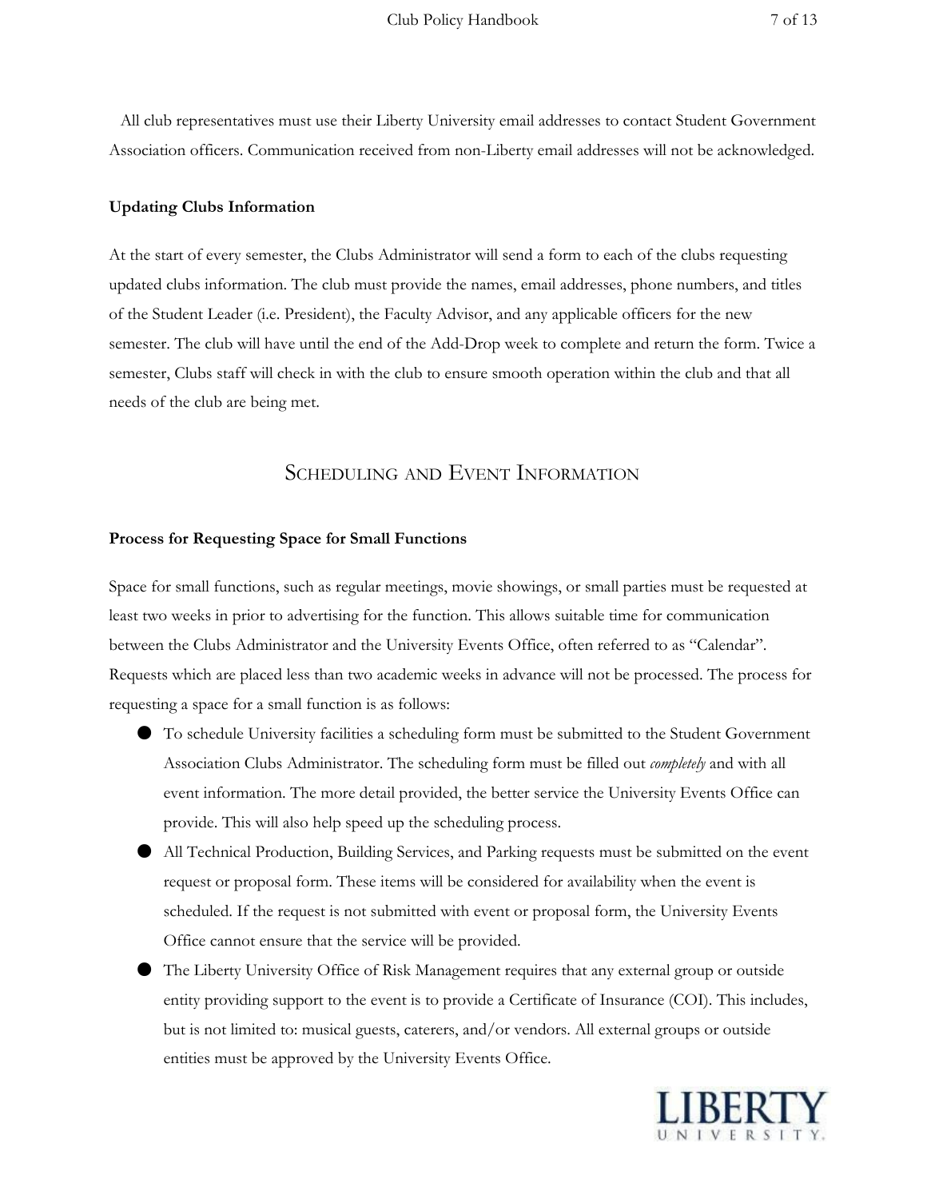All club representatives must use their Liberty University email addresses to contact Student Government Association officers. Communication received from non-Liberty email addresses will not be acknowledged.

**Updating Clubs Information**

At the start of every semester, the Clubs Administrator will send a form to each of the clubs requesting updated clubs information. The club must provide the names, email addresses, phone numbers, and titles of the Student Leader (i.e. President), the Faculty Advisor, and any applicable officers for the new semester. The club will have until the end of the Add-Drop week to complete and return the form. Twice a semester, Clubs staff will check in with the club to ensure smooth operation within the club and that all needs of the club are being met.

## Scheduling and Event Information

**Process for Requesting Space for Small Functions**

Space for small functions, such as regular meetings, movie showings, or small parties must be requested at least two weeks in prior to advertising for the function. This allows suitable time for communication between the Clubs Administrator and the University Events Office, often referred to as "Calendar". Requests which are placed less than two academic weeks in advance will not be processed. The process for requesting a space for a small function is as follows:

- To schedule University facilities a scheduling form must be submitted to the Student Government Association Clubs Administrator. The scheduling form must be filled out *completely* and with all event information. The more detail provided, the better service the University Events Office can provide. This will also help speed up the scheduling process.
- All Technical Production, Building Services, and Parking requests must be submitted on the event request or proposal form. These items will be considered for availability when the event is scheduled. If the request is not submitted with event or proposal form, the University Events Office cannot ensure that the service will be provided.
- The Liberty University Office of Risk Management requires that any external group or outside entity providing support to the event is to provide a Certificate of Insurance (COI). This includes, but is not limited to: musical guests, caterers, and/or vendors. All external groups or outside entities must be approved by the University Events Office.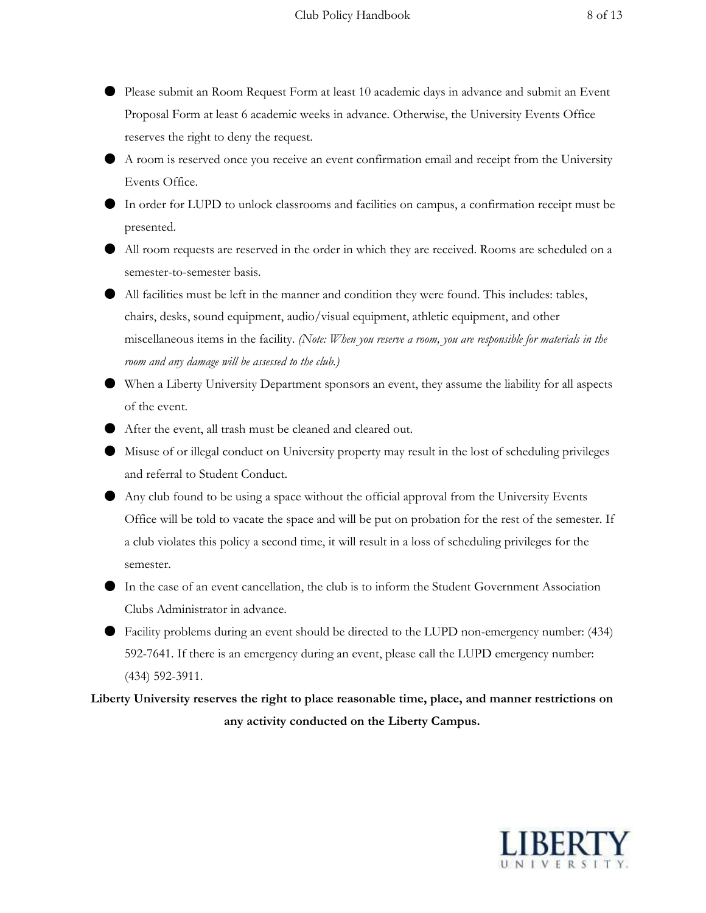- Please submit an Room Request Form at least 10 academic days in advance and submit an Event Proposal Form at least 6 academic weeks in advance. Otherwise, the University Events Office reserves the right to deny the request.
- A room is reserved once you receive an event confirmation email and receipt from the University Events Office.
- In order for LUPD to unlock classrooms and facilities on campus, a confirmation receipt must be presented.
- All room requests are reserved in the order in which they are received. Rooms are scheduled on a semester-to-semester basis.
- All facilities must be left in the manner and condition they were found. This includes: tables, chairs, desks, sound equipment, audio/visual equipment, athletic equipment, and other miscellaneous items in the facility. *(Note: When you reserve a room, you are responsible for materials in the room and any damage will be assessed to the club.)*
- When a Liberty University Department sponsors an event, they assume the liability for all aspects of the event.
- After the event, all trash must be cleaned and cleared out.
- Misuse of or illegal conduct on University property may result in the lost of scheduling privileges and referral to Student Conduct.
- Any club found to be using a space without the official approval from the University Events Office will be told to vacate the space and will be put on probation for the rest of the semester. If a club violates this policy a second time, it will result in a loss of scheduling privileges for the semester.
- In the case of an event cancellation, the club is to inform the Student Government Association Clubs Administrator in advance.
- Facility problems during an event should be directed to the LUPD non-emergency number: (434) 592-7641. If there is an emergency during an event, please call the LUPD emergency number: (434) 592-3911.

**Liberty University reserves the right to place reasonable time, place, and manner restrictions on any activity conducted on the Liberty Campus.**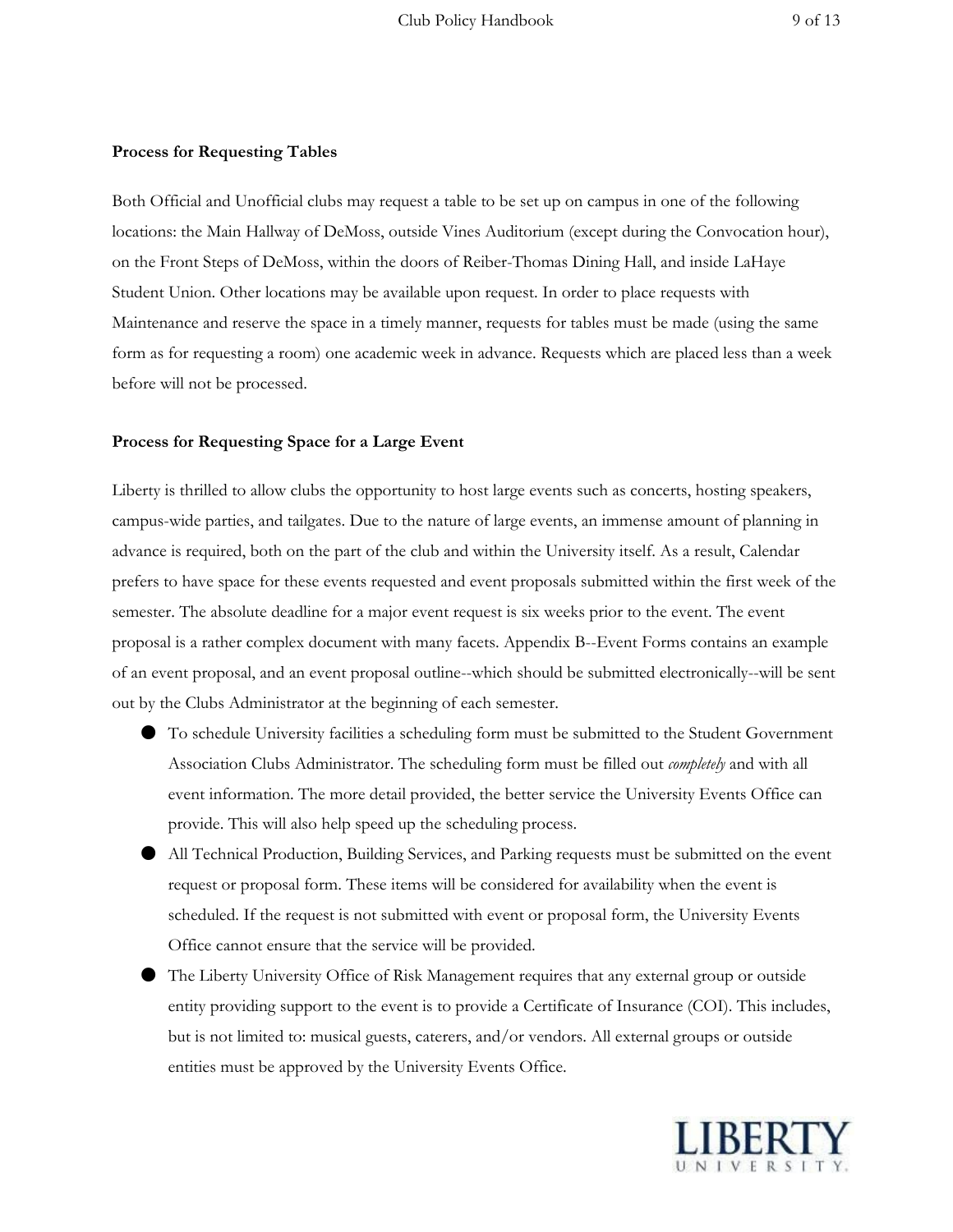**Process for Requesting Tables**

Both Official and Unofficial clubs may request a table to be set up on campus in one of the following locations: the Main Hallway of DeMoss, outside Vines Auditorium (except during the Convocation hour), on the Front Steps of DeMoss, within the doors of Reiber-Thomas Dining Hall, and inside LaHaye Student Union. Other locations may be available upon request. In order to place requests with Maintenance and reserve the space in a timely manner, requests for tables must be made (using the same form as for requesting a room) one academic week in advance. Requests which are placed less than a week before will not be processed.

**Process for Requesting Space for a Large Event**

Liberty is thrilled to allow clubs the opportunity to host large events such as concerts, hosting speakers, campus-wide parties, and tailgates. Due to the nature of large events, an immense amount of planning in advance is required, both on the part of the club and within the University itself. As a result, Calendar prefers to have space for these events requested and event proposals submitted within the first week of the semester. The absolute deadline for a major event request is six weeks prior to the event. The event proposal is a rather complex document with many facets. Appendix B--Event Forms contains an example of an event proposal, and an event proposal outline--which should be submitted electronically--will be sent out by the Clubs Administrator at the beginning of each semester.

- To schedule University facilities a scheduling form must be submitted to the Student Government Association Clubs Administrator. The scheduling form must be filled out *completely* and with all event information. The more detail provided, the better service the University Events Office can provide. This will also help speed up the scheduling process.
- All Technical Production, Building Services, and Parking requests must be submitted on the event request or proposal form. These items will be considered for availability when the event is scheduled. If the request is not submitted with event or proposal form, the University Events Office cannot ensure that the service will be provided.
- The Liberty University Office of Risk Management requires that any external group or outside entity providing support to the event is to provide a Certificate of Insurance (COI). This includes, but is not limited to: musical guests, caterers, and/or vendors. All external groups or outside entities must be approved by the University Events Office.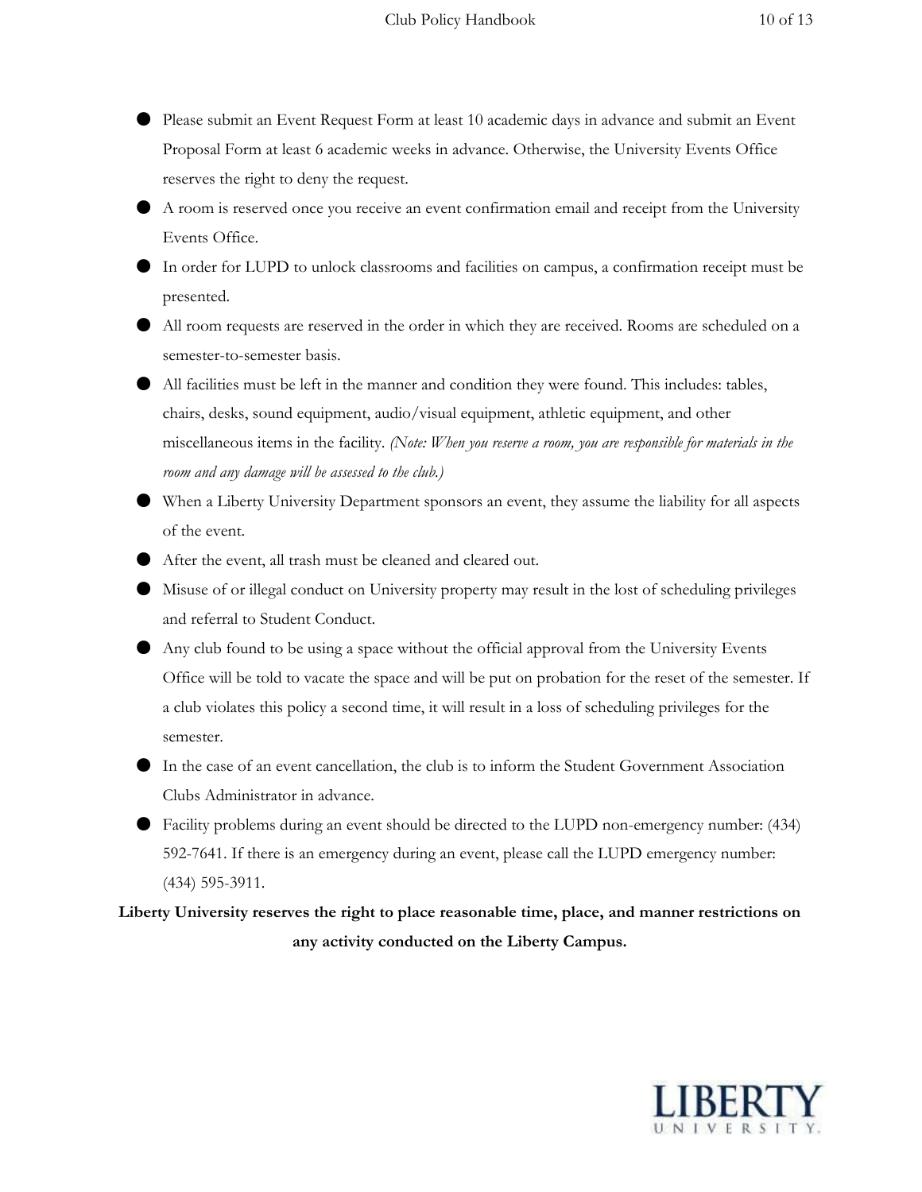- Please submit an Event Request Form at least 10 academic days in advance and submit an Event Proposal Form at least 6 academic weeks in advance. Otherwise, the University Events Office reserves the right to deny the request.
- A room is reserved once you receive an event confirmation email and receipt from the University Events Office.
- In order for LUPD to unlock classrooms and facilities on campus, a confirmation receipt must be presented.
- All room requests are reserved in the order in which they are received. Rooms are scheduled on a semester-to-semester basis.
- All facilities must be left in the manner and condition they were found. This includes: tables, chairs, desks, sound equipment, audio/visual equipment, athletic equipment, and other miscellaneous items in the facility. *(Note: When you reserve a room, you are responsible for materials in the room and any damage will be assessed to the club.)*
- When a Liberty University Department sponsors an event, they assume the liability for all aspects of the event.
- After the event, all trash must be cleaned and cleared out.
- Misuse of or illegal conduct on University property may result in the lost of scheduling privileges and referral to Student Conduct.
- Any club found to be using a space without the official approval from the University Events Office will be told to vacate the space and will be put on probation for the reset of the semester. If a club violates this policy a second time, it will result in a loss of scheduling privileges for the semester.
- In the case of an event cancellation, the club is to inform the Student Government Association Clubs Administrator in advance.
- Facility problems during an event should be directed to the LUPD non-emergency number: (434) 592-7641. If there is an emergency during an event, please call the LUPD emergency number: (434) 595-3911.

**Liberty University reserves the right to place reasonable time, place, and manner restrictions on any activity conducted on the Liberty Campus.**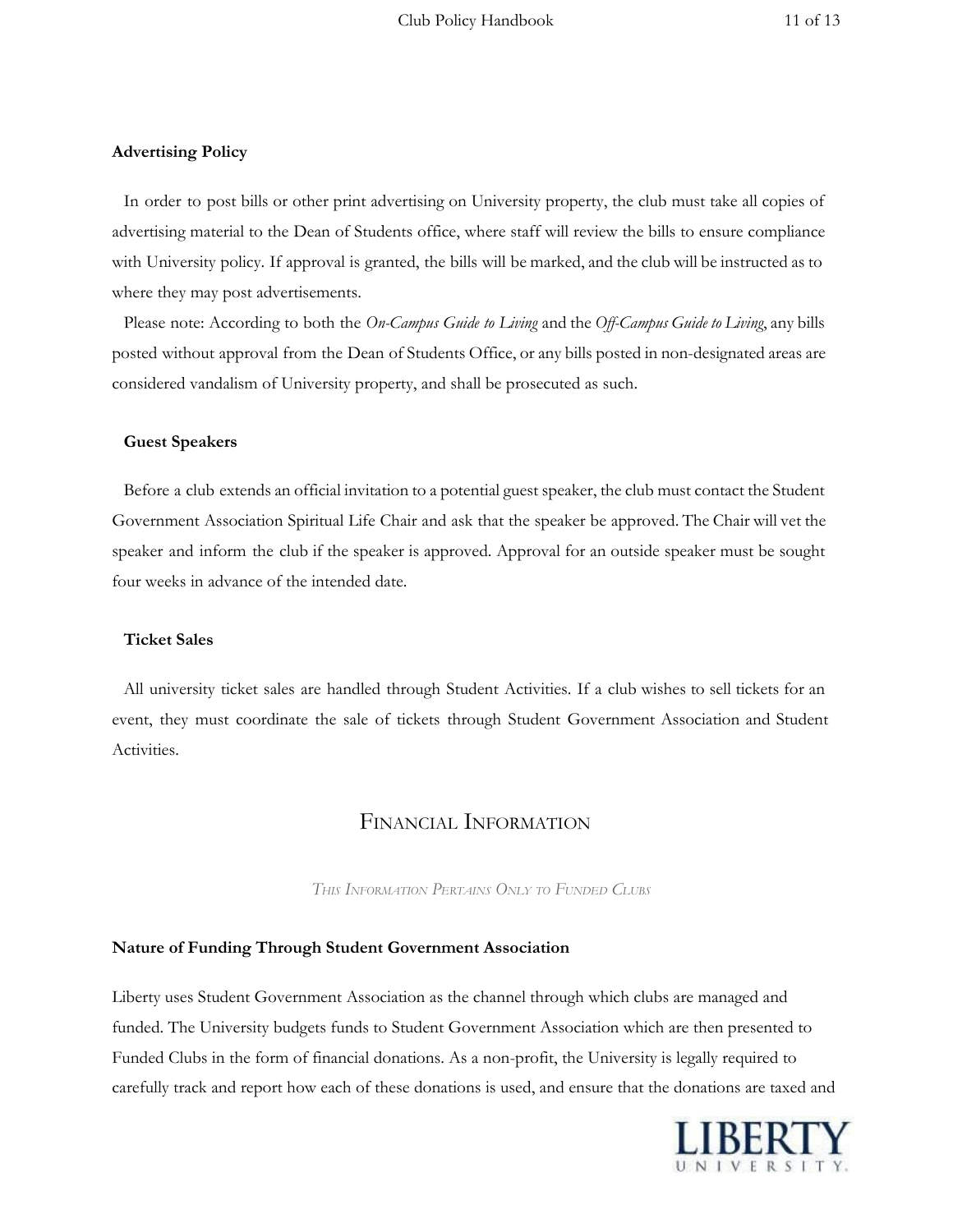**Advertising Policy**

In order to post bills or other print advertising on University property, the club must take all copies of advertising material to the Dean of Students office, where staff will review the bills to ensure compliance with University policy. If approval is granted, the bills will be marked, and the club will be instructed as to where they may post advertisements.

Please note: According to both the *On-Campus Guide to Living* and the *Off-Campus Guide to Living*, any bills posted without approval from the Dean of Students Office, or any bills posted in non-designated areas are considered vandalism of University property, and shall be prosecuted as such.

**Guest Speakers**

Before a club extends an official invitation to a potential guest speaker, the club must contact the Student Government Association Spiritual Life Chair and ask that the speaker be approved. The Chair will vet the speaker and inform the club if the speaker is approved. Approval for an outside speaker must be sought four weeks in advance of the intended date.

**Ticket Sales**

All university ticket sales are handled through Student Activities. If a club wishes to sell tickets for an event, they must coordinate the sale of tickets through Student Government Association and Student Activities.

## Financial Information

*This Information Pertains Only to Funded Clubs*

**Nature of Funding Through Student Government Association**

Liberty uses Student Government Association as the channel through which clubs are managed and funded. The University budgets funds to Student Government Association which are then presented to Funded Clubs in the form of financial donations. As a non-profit, the University is legally required to carefully track and report how each of these donations is used, and ensure that the donations are taxed and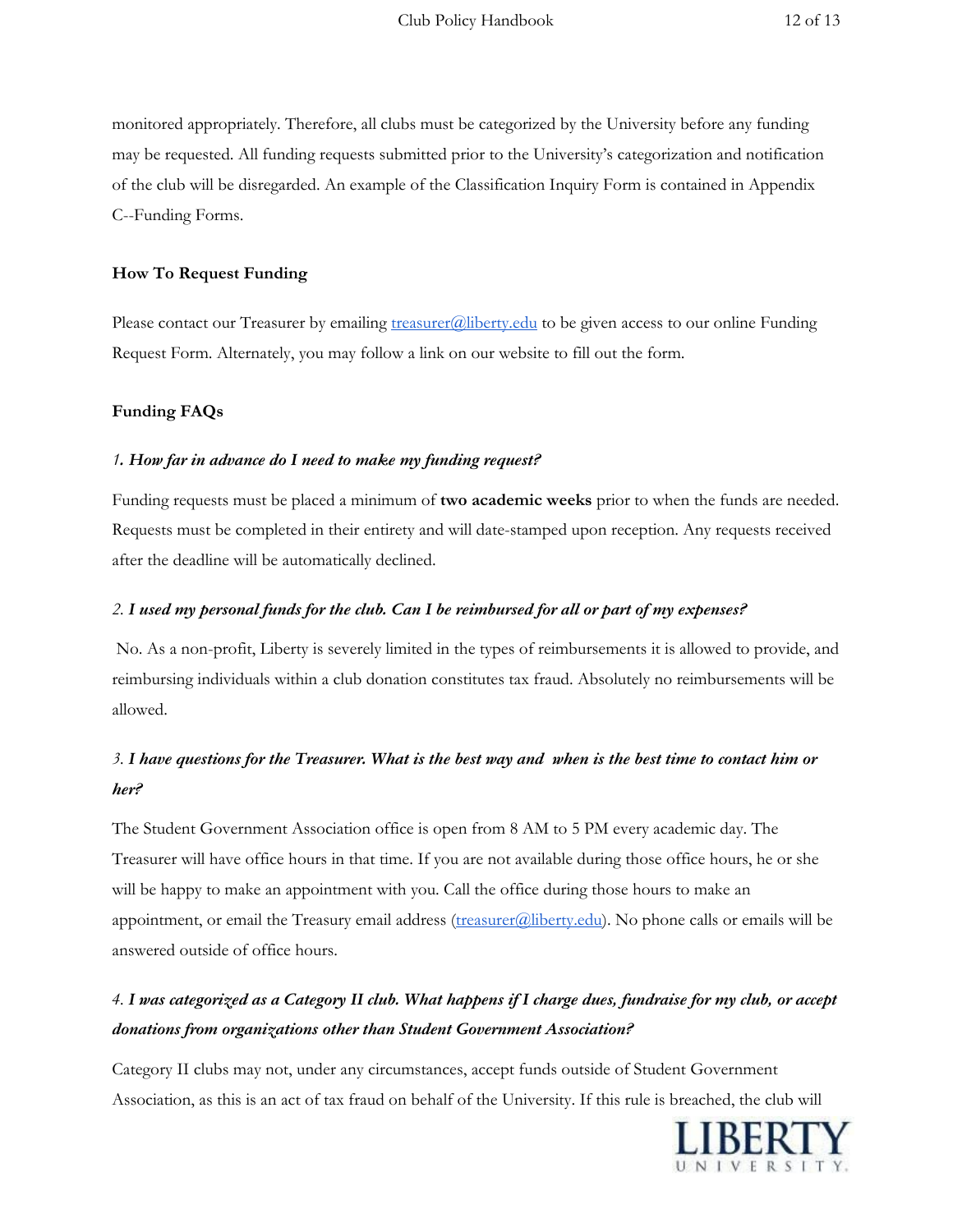monitored appropriately. Therefore, all clubs must be categorized by the University before any funding may be requested. All funding requests submitted prior to the University's categorization and notification of the club will be disregarded. An example of the Classification Inquiry Form is contained in Appendix C--Funding Forms.

### How To Request Funding

Please contact our Treasurer by emailing [treasurer@liberty.edu](mailto:treasurer@liberty.edu) to be given access to our online Funding Request Form. Alternately, you may follow a link on our website to fill out the form.

### Funding FAQs

***1. How far in advance do I need to make my funding request?***

Funding requests must be placed a minimum of **two academic weeks** prior to when the funds are needed. Requests must be completed in their entirety and will date-stamped upon reception. Any requests received after the deadline will be automatically declined.

***2. I used my personal funds for the club. Can I be reimbursed for all or part of my expenses?***

No. As a non-profit, Liberty is severely limited in the types of reimbursements it is allowed to provide, and reimbursing individuals within a club donation constitutes tax fraud. Absolutely no reimbursements will be allowed.

***3. I have questions for the Treasurer. What is the best way and when is the best time to contact him or her?***

The Student Government Association office is open from 8 AM to 5 PM every academic day. The Treasurer will have office hours in that time. If you are not available during those office hours, he or she will be happy to make an appointment with you. Call the office during those hours to make an appointment, or email the Treasury email address ([treasurer@liberty.edu](mailto:treasurer@liberty.edu)). No phone calls or emails will be answered outside of office hours.

***4. I was categorized as a Category II club. What happens if I charge dues, fundraise for my club, or accept donations from organizations other than Student Government Association?***

Category II clubs may not, under any circumstances, accept funds outside of Student Government Association, as this is an act of tax fraud on behalf of the University. If this rule is breached, the club will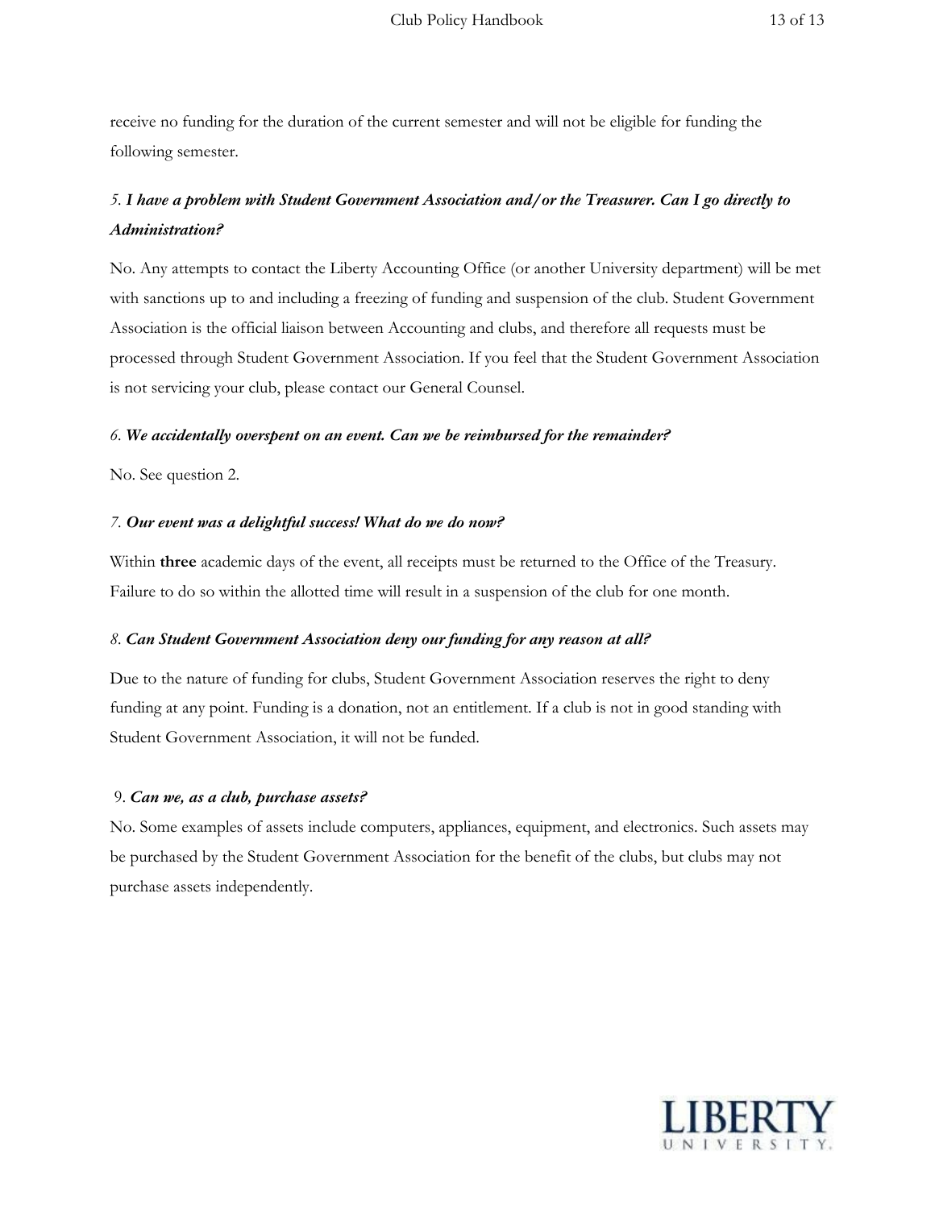receive no funding for the duration of the current semester and will not be eligible for funding the following semester.

*5. **I have a problem with Student Government Association and/or the Treasurer. Can I go directly to Administration?***

No. Any attempts to contact the Liberty Accounting Office (or another University department) will be met with sanctions up to and including a freezing of funding and suspension of the club. Student Government Association is the official liaison between Accounting and clubs, and therefore all requests must be processed through Student Government Association. If you feel that the Student Government Association is not servicing your club, please contact our General Counsel.

*6. **We accidentally overspent on an event. Can we be reimbursed for the remainder?***

No. See question 2.

*7. **Our event was a delightful success! What do we do now?***

Within **three** academic days of the event, all receipts must be returned to the Office of the Treasury. Failure to do so within the allotted time will result in a suspension of the club for one month.

*8. **Can Student Government Association deny our funding for any reason at all?***

Due to the nature of funding for clubs, Student Government Association reserves the right to deny funding at any point. Funding is a donation, not an entitlement. If a club is not in good standing with Student Government Association, it will not be funded.

9. ***Can we, as a club, purchase assets?***

No. Some examples of assets include computers, appliances, equipment, and electronics. Such assets may be purchased by the Student Government Association for the benefit of the clubs, but clubs may not purchase assets independently.